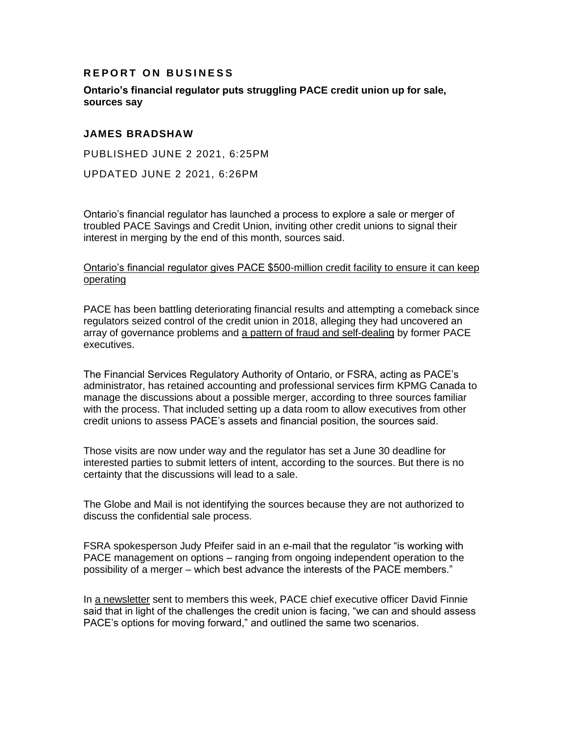**REPORT ON BUSINESS**

# Ontario's financial regulator puts struggling PACE credit union up for sale, sources say

**JAMES BRADSHAW**

PUBLISHED JUNE 2 2021, 6:25PM

UPDATED JUNE 2 2021, 6:26PM

Ontario's financial regulator has launched a process to explore a sale or merger of troubled PACE Savings and Credit Union, inviting other credit unions to signal their interest in merging by the end of this month, sources said.

Ontario's financial regulator gives PACE $500-million credit facility to ensure it can keep operating

PACE has been battling deteriorating financial results and attempting a comeback since regulators seized control of the credit union in 2018, alleging they had uncovered an array of governance problems and a pattern of fraud and self-dealing by former PACE executives.

The Financial Services Regulatory Authority of Ontario, or FSRA, acting as PACE's administrator, has retained accounting and professional services firm KPMG Canada to manage the discussions about a possible merger, according to three sources familiar with the process. That included setting up a data room to allow executives from other credit unions to assess PACE's assets and financial position, the sources said.

Those visits are now under way and the regulator has set a June 30 deadline for interested parties to submit letters of intent, according to the sources. But there is no certainty that the discussions will lead to a sale.

The Globe and Mail is not identifying the sources because they are not authorized to discuss the confidential sale process.

FSRA spokesperson Judy Pfeifer said in an e-mail that the regulator "is working with PACE management on options – ranging from ongoing independent operation to the possibility of a merger – which best advance the interests of the PACE members."

In a newsletter sent to members this week, PACE chief executive officer David Finnie said that in light of the challenges the credit union is facing, "we can and should assess PACE's options for moving forward," and outlined the same two scenarios.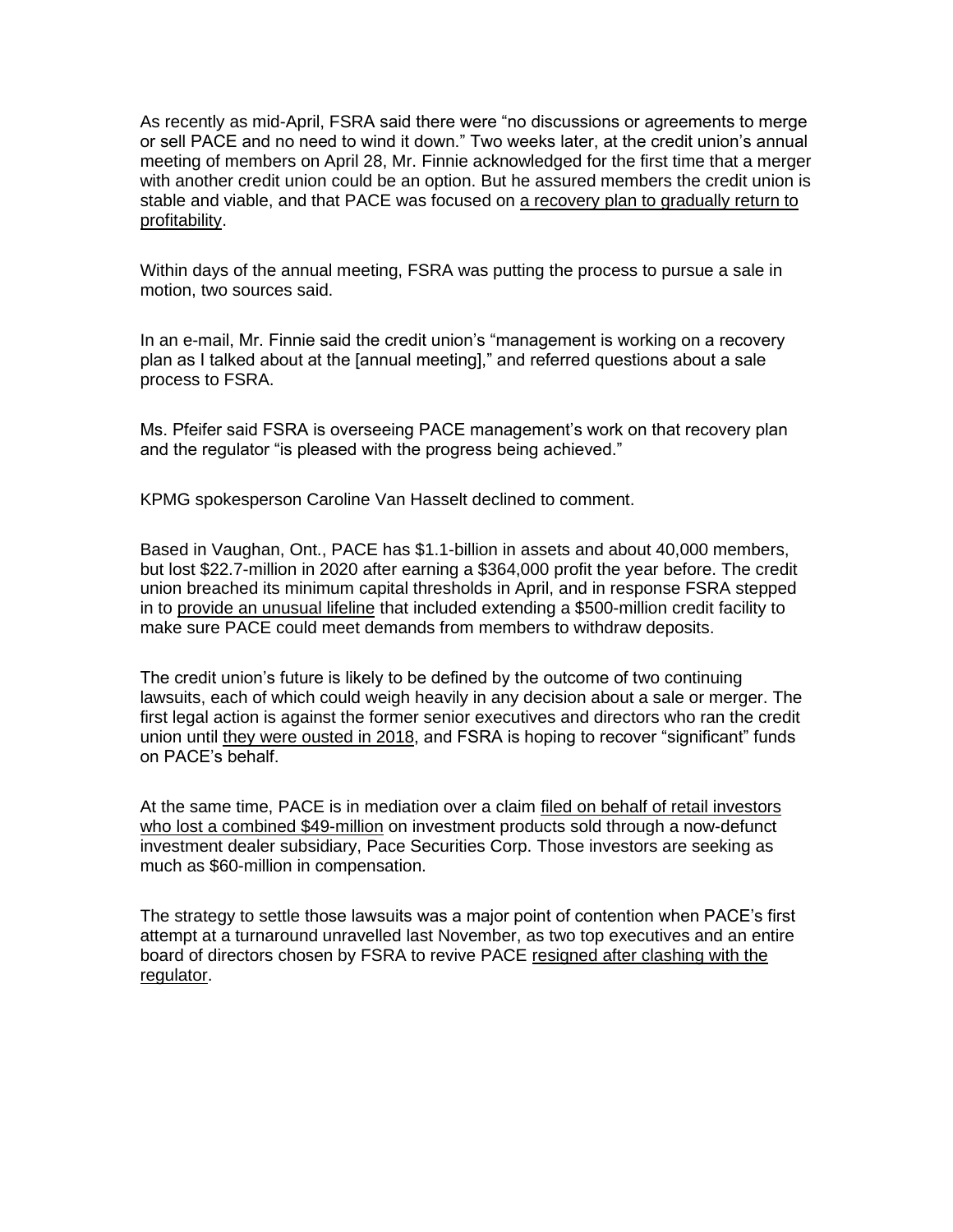As recently as mid-April, FSRA said there were “no discussions or agreements to merge or sell PACE and no need to wind it down.” Two weeks later, at the credit union’s annual meeting of members on April 28, Mr. Finnie acknowledged for the first time that a merger with another credit union could be an option. But he assured members the credit union is stable and viable, and that PACE was focused on a recovery plan to gradually return to profitability.

Within days of the annual meeting, FSRA was putting the process to pursue a sale in motion, two sources said.

In an e-mail, Mr. Finnie said the credit union’s “management is working on a recovery plan as I talked about at the [annual meeting],” and referred questions about a sale process to FSRA.

Ms. Pfeifer said FSRA is overseeing PACE management’s work on that recovery plan and the regulator “is pleased with the progress being achieved.”

KPMG spokesperson Caroline Van Hasselt declined to comment.

Based in Vaughan, Ont., PACE has $1.1-billion in assets and about 40,000 members, but lost $22.7-million in 2020 after earning a $364,000 profit the year before. The credit union breached its minimum capital thresholds in April, and in response FSRA stepped in to provide an unusual lifeline that included extending a $500-million credit facility to make sure PACE could meet demands from members to withdraw deposits.

The credit union’s future is likely to be defined by the outcome of two continuing lawsuits, each of which could weigh heavily in any decision about a sale or merger. The first legal action is against the former senior executives and directors who ran the credit union until they were ousted in 2018, and FSRA is hoping to recover “significant” funds on PACE’s behalf.

At the same time, PACE is in mediation over a claim filed on behalf of retail investors who lost a combined $49-million on investment products sold through a now-defunct investment dealer subsidiary, Pace Securities Corp. Those investors are seeking as much as $60-million in compensation.

The strategy to settle those lawsuits was a major point of contention when PACE’s first attempt at a turnaround unravelled last November, as two top executives and an entire board of directors chosen by FSRA to revive PACE resigned after clashing with the regulator.